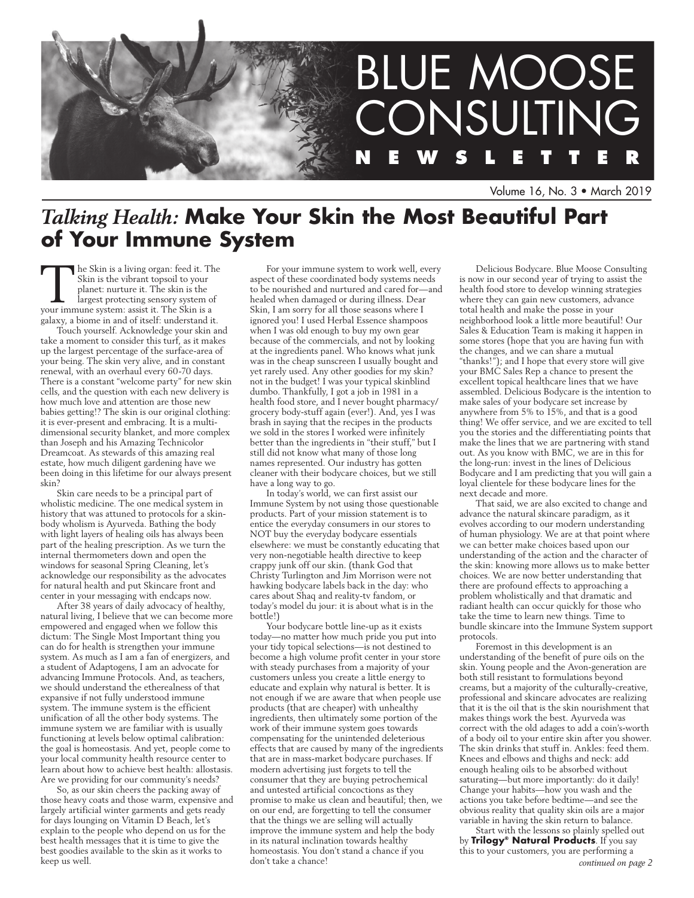# BLUE MOOSE CONSULTING NEWSLETTER

Volume 16, No. 3 • March 2019

## *Talking Health:* Make Your Skin the Most Beautiful Part of Your Immune System

The Skin is a living organ: feed it. The Skin is the vibrant topsoil to your planet: nurture it. The skin is the largest protecting sensory system of your immune system: assist it. The Skin is a galaxy, a biome in and of itself: understand it.

Touch yourself. Acknowledge your skin and take a moment to consider this turf, as it makes up the largest percentage of the surface-area of your being. The skin very alive, and in constant renewal, with an overhaul every 60-70 days. There is a constant "welcome party" for new skin cells, and the question with each new delivery is how much love and attention are those new babies getting!? The skin is our original clothing: it is ever-present and embracing. It is a multi-dimensional security blanket, and more complex than Joseph and his Amazing Technicolor Dreamcoat. As stewards of this amazing real estate, how much diligent gardening have we been doing in this lifetime for our always present skin?

Skin care needs to be a principal part of wholistic medicine. The one medical system in history that was attuned to protocols for a skin-body wholism is Ayurveda. Bathing the body with light layers of healing oils has always been part of the healing prescription. As we turn the internal thermometers down and open the windows for seasonal Spring Cleaning, let's acknowledge our responsibility as the advocates for natural health and put Skincare front and center in your messaging with endcaps now.

After 38 years of daily advocacy of healthy, natural living, I believe that we can become more empowered and engaged when we follow this dictum: The Single Most Important thing you can do for health is strengthen your immune system. As much as I am a fan of energizers, and a student of Adaptogens, I am an advocate for advancing Immune Protocols. And, as teachers, we should understand the etherealness of that expansive if not fully understood immune system. The immune system is the efficient unification of all the other body systems. The immune system we are familiar with is usually functioning at levels below optimal calibration: the goal is homeostasis. And yet, people come to your local community health resource center to learn about how to achieve best health: allostasis. Are we providing for our community's needs?

So, as our skin cheers the packing away of those heavy coats and those warm, expensive and largely artificial winter garments and gets ready for days lounging on Vitamin D Beach, let's explain to the people who depend on us for the best health messages that it is time to give the best goodies available to the skin as it works to keep us well.

For your immune system to work well, every aspect of these coordinated body systems needs to be nourished and nurtured and cared for—and healed when damaged or during illness. Dear Skin, I am sorry for all those seasons where I ignored you! I used Herbal Essence shampoos when I was old enough to buy my own gear because of the commercials, and not by looking at the ingredients panel. Who knows what junk was in the cheap sunscreen I usually bought and yet rarely used. Any other goodies for my skin? not in the budget! I was your typical skinblind dumbo. Thankfully, I got a job in 1981 in a health food store, and I never bought pharmacy/grocery body-stuff again (ever!). And, yes I was brash in saying that the recipes in the products we sold in the stores I worked were infinitely better than the ingredients in "their stuff," but I still did not know what many of those long names represented. Our industry has gotten cleaner with their bodycare choices, but we still have a long way to go.

In today's world, we can first assist our Immune System by not using those questionable products. Part of your mission statement is to entice the everyday consumers in our stores to NOT buy the everyday bodycare essentials elsewhere: we must be constantly educating that very non-negotiable health directive to keep crappy junk off our skin. (thank God that Christy Turlington and Jim Morrison were not hawking bodycare labels back in the day: who cares about Shaq and reality-tv fandom, or today's model du jour: it is about what is in the bottle!)

Your bodycare bottle line-up as it exists today—no matter how much pride you put into your tidy topical selections—is not destined to become a high volume profit center in your store with steady purchases from a majority of your customers unless you create a little energy to educate and explain why natural is better. It is not enough if we are aware that when people use products (that are cheaper) with unhealthy ingredients, then ultimately some portion of the work of their immune system goes towards compensating for the unintended deleterious effects that are caused by many of the ingredients that are in mass-market bodycare purchases. If modern advertising just forgets to tell the consumer that they are buying petrochemical and untested artificial concoctions as they promise to make us clean and beautiful; then, we on our end, are forgetting to tell the consumer that the things we are selling will actually improve the immune system and help the body in its natural inclination towards healthy homeostasis. You don't stand a chance if you don't take a chance!

Delicious Bodycare. Blue Moose Consulting is now in our second year of trying to assist the health food store to develop winning strategies where they can gain new customers, advance total health and make the posse in your neighborhood look a little more beautiful! Our Sales & Education Team is making it happen in some stores (hope that you are having fun with the changes, and we can share a mutual "thanks!"); and I hope that every store will give your BMC Sales Rep a chance to present the excellent topical healthcare lines that we have assembled. Delicious Bodycare is the intention to make sales of your bodycare set increase by anywhere from 5% to 15%, and that is a good thing! We offer service, and we are excited to tell you the stories and the differentiating points that make the lines that we are partnering with stand out. As you know with BMC, we are in this for the long-run: invest in the lines of Delicious Bodycare and I am predicting that you will gain a loyal clientele for these bodycare lines for the next decade and more.

That said, we are also excited to change and advance the natural skincare paradigm, as it evolves according to our modern understanding of human physiology. We are at that point where we can better make choices based upon our understanding of the action and the character of the skin: knowing more allows us to make better choices. We are now better understanding that there are profound effects to approaching a problem wholistically and that dramatic and radiant health can occur quickly for those who take the time to learn new things. Time to bundle skincare into the Immune System support protocols.

Foremost in this development is an understanding of the benefit of pure oils on the skin. Young people and the Avon-generation are both still resistant to formulations beyond creams, but a majority of the culturally-creative, professional and skincare advocates are realizing that it is the oil that is the skin nourishment that makes things work the best. Ayurveda was correct with the old adages to add a coin's-worth of a body oil to your entire skin after you shower. The skin drinks that stuff in. Ankles: feed them. Knees and elbows and thighs and neck: add enough healing oils to be absorbed without saturating—but more importantly: do it daily! Change your habits—how you wash and the actions you take before bedtime—and see the obvious reality that quality skin oils are a major variable in having the skin return to balance.

Start with the lessons so plainly spelled out by **Trilogy® Natural Products**. If you say this to your customers, you are performing a

*continued on page 2*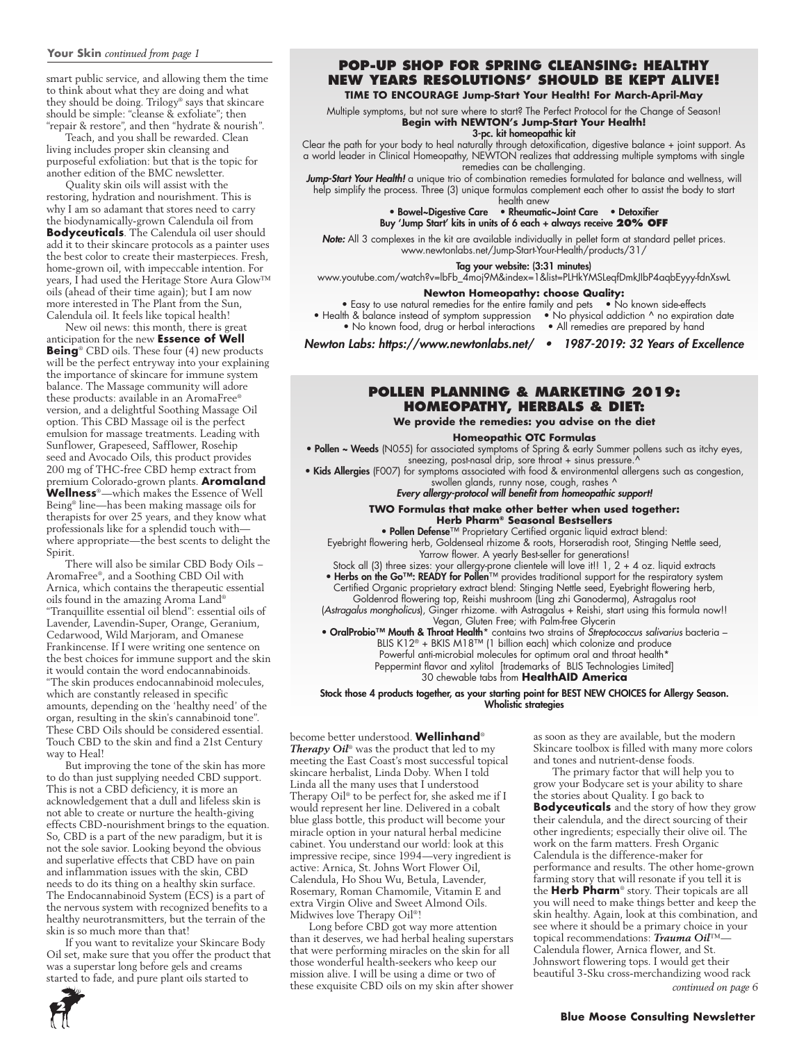**Your Skin** *continued from page 1*

smart public service, and allowing them the time to think about what they are doing and what they should be doing. Trilogy® says that skincare should be simple: "cleanse & exfoliate"; then "repair & restore", and then "hydrate & nourish".

Teach, and you shall be rewarded. Clean living includes proper skin cleansing and purposeful exfoliation: but that is the topic for another edition of the BMC newsletter.

Quality skin oils will assist with the restoring, hydration and nourishment. This is why I am so adamant that stores need to carry the biodynamically-grown Calendula oil from **Bodyceuticals**. The Calendula oil user should add it to their skincare protocols as a painter uses the best color to create their masterpieces. Fresh, home-grown oil, with impeccable intention. For years, I had used the Heritage Store Aura Glow™ oils (ahead of their time again); but I am now more interested in The Plant from the Sun, Calendula oil. It feels like topical health!

New oil news: this month, there is great anticipation for the new **Essence of Well Being**® CBD oils. These four (4) new products will be the perfect entryway into your explaining the importance of skincare for immune system balance. The Massage community will adore these products: available in an AromaFree® version, and a delightful Soothing Massage Oil option. This CBD Massage oil is the perfect emulsion for massage treatments. Leading with Sunflower, Grapeseed, Safflower, Rosehip seed and Avocado Oils, this product provides 200 mg of THC-free CBD hemp extract from premium Colorado-grown plants. **Aromaland Wellness**®—which makes the Essence of Well Being® line—has been making massage oils for therapists for over 25 years, and they know what professionals like for a splendid touch with—where appropriate—the best scents to delight the Spirit.

There will also be similar CBD Body Oils – AromaFree®, and a Soothing CBD Oil with Arnica, which contains the therapeutic essential oils found in the amazing Aroma Land® "Tranquillite essential oil blend": essential oils of Lavender, Lavendin-Super, Orange, Geranium, Cedarwood, Wild Marjoram, and Omanese Frankincense. If I were writing one sentence on the best choices for immune support and the skin it would contain the word endocannabinoids. "The skin produces endocannabinoid molecules, which are constantly released in specific amounts, depending on the 'healthy need' of the organ, resulting in the skin's cannabinoid tone". These CBD Oils should be considered essential. Touch CBD to the skin and find a 21st Century way to Heal!

But improving the tone of the skin has more to do than just supplying needed CBD support. This is not a CBD deficiency, it is more an acknowledgement that a dull and lifeless skin is not able to create or nurture the health-giving effects CBD-nourishment brings to the equation. So, CBD is a part of the new paradigm, but it is not the sole savior. Looking beyond the obvious and superlative effects that CBD have on pain and inflammation issues with the skin, CBD needs to do its thing on a healthy skin surface. The Endocannabinoid System (ECS) is a part of the nervous system with recognized benefits to a healthy neurotransmitters, but the terrain of the skin is so much more than that!

If you want to revitalize your Skincare Body Oil set, make sure that you offer the product that was a superstar long before gels and creams started to fade, and pure plant oils started to become better understood. **Wellinhand**® ***Therapy Oil***® was the product that led to my meeting the East Coast's most successful topical skincare herbalist, Linda Doby. When I told Linda all the many uses that I understood Therapy Oil® to be perfect for, she asked me if I would represent her line. Delivered in a cobalt blue glass bottle, this product will become your miracle option in your natural herbal medicine cabinet. You understand our world: look at this impressive recipe, since 1994—very ingredient is active: Arnica, St. Johns Wort Flower Oil, Calendula, Ho Shou Wu, Betula, Lavender, Rosemary, Roman Chamomile, Vitamin E and extra Virgin Olive and Sweet Almond Oils. Midwives love Therapy Oil®!

Long before CBD got way more attention than it deserves, we had herbal healing superstars that were performing miracles on the skin for all those wonderful health-seekers who keep our mission alive. I will be using a dime or two of these exquisite CBD oils on my skin after shower as soon as they are available, but the modern Skincare toolbox is filled with many more colors and tones and nutrient-dense foods.

The primary factor that will help you to grow your Bodycare set is your ability to share the stories about Quality. I go back to **Bodyceuticals** and the story of how they grow their calendula, and the direct sourcing of their other ingredients; especially their olive oil. The work on the farm matters. Fresh Organic Calendula is the difference-maker for performance and results. The other home-grown farming story that will resonate if you tell it is the **Herb Pharm**® story. Their topicals are all you will need to make things better and keep the skin healthy. Again, look at this combination, and see where it should be a primary choice in your topical recommendations: ***Trauma Oil***™—Calendula flower, Arnica flower, and St. Johnswort flowering tops. I would get their beautiful 3-Sku cross-merchandizing wood rack

*continued on page 6*

## POP-UP SHOP FOR SPRING CLEANSING: HEALTHY NEW YEARS RESOLUTIONS' SHOULD BE KEPT ALIVE!

**TIME TO ENCOURAGE Jump-Start Your Health! For March-April-May**

Multiple symptoms, but not sure where to start? The Perfect Protocol for the Change of Season!

**Begin with NEWTON's Jump-Start Your Health!**

**3-pc. kit homeopathic kit**

Clear the path for your body to heal naturally through detoxification, digestive balance + joint support. As a world leader in Clinical Homeopathy, NEWTON realizes that addressing multiple symptoms with single remedies can be challenging.

***Jump-Start Your Health!*** a unique trio of combination remedies formulated for balance and wellness, will help simplify the process. Three (3) unique formulas complement each other to assist the body to start health anew

**• Bowel~Digestive Care • Rheumatic~Joint Care • Detoxifier**

**Buy 'Jump Start' kits in units of 6 each + always receive 20% OFF**

***Note:*** All 3 complexes in the kit are available individually in pellet form at standard pellet prices. www.newtonlabs.net/Jump-Start-Your-Health/products/31/

**Tag your website: (3:31 minutes)**

www.youtube.com/watch?v=lbFb_4moj9M&index=1&list=PLHkYMSLeqfDmkJlbP4aqbEyyy-fdnXswL

**Newton Homeopathy: choose Quality:**

- Easy to use natural remedies for the entire family and pets
- No known side-effects
- Health & balance instead of symptom suppression
- No physical addiction ^ no expiration date
- No known food, drug or herbal interactions
- All remedies are prepared by hand

***Newton Labs: https://www.newtonlabs.net/ • 1987-2019: 32 Years of Excellence***

## POLLEN PLANNING & MARKETING 2019: HOMEOPATHY, HERBALS & DIET:

**We provide the remedies: you advise on the diet**

**Homeopathic OTC Formulas**

- **Pollen ~ Weeds** (N055) for associated symptoms of Spring & early Summer pollens such as itchy eyes, sneezing, post-nasal drip, sore throat + sinus pressure.^
- **Kids Allergies** (F007) for symptoms associated with food & environmental allergens such as congestion, swollen glands, runny nose, cough, rashes ^

***Every allergy-protocol will benefit from homeopathic support!***

**TWO Formulas that make other better when used together:**
**Herb Pharm® Seasonal Bestsellers**

**• Pollen Defense**™ Proprietary Certified organic liquid extract blend:
Eyebright flowering herb, Goldenseal rhizome & roots, Horseradish root, Stinging Nettle seed, Yarrow flower. A yearly Best-seller for generations!
Stock all (3) three sizes: your allergy-prone clientele will love it!! 1, 2 + 4 oz. liquid extracts

**• Herbs on the Go™: READY for Pollen**™ provides traditional support for the respiratory system
Certified Organic proprietary extract blend: Stinging Nettle seed, Eyebright flowering herb, Goldenrod flowering top, Reishi mushroom (Ling zhi Ganoderma), Astragalus root (*Astragalus mongholicus*), Ginger rhizome. with Astragalus + Reishi, start using this formula now!!
Vegan, Gluten Free; with Palm-free Glycerin

**• OralProbio™ Mouth & Throat Health**\* contains two strains of *Streptococcus salivarius* bacteria – BLIS K12® + BKIS M18™ (1 billion each) which colonize and produce Powerful anti-microbial molecules for optimum oral and throat health\*
Peppermint flavor and xylitol [trademarks of BLIS Technologies Limited]
30 chewable tabs from **HealthAID America**

**Stock those 4 products together, as your starting point for BEST NEW CHOICES for Allergy Season. Wholistic strategies**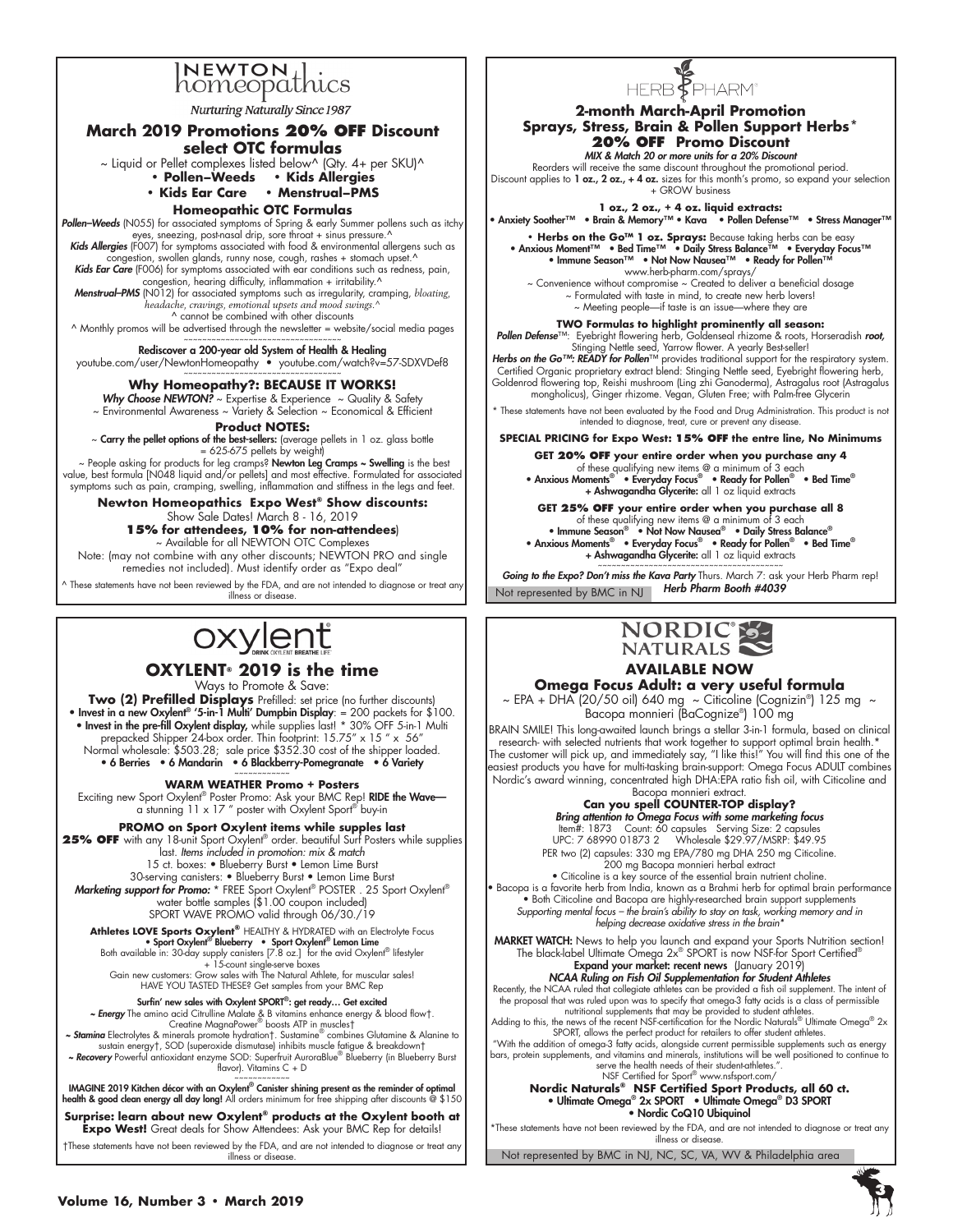# NEWTON homeopathics

*Nurturing Naturally Since 1987*

## March 2019 Promotions 20% OFF Discount select OTC formulas

~ Liquid or Pellet complexes listed below^ (Qty. 4+ per SKU)^

- **Pollen–Weeds** • **Kids Allergies**
- **Kids Ear Care** • **Menstrual–PMS**

### Homeopathic OTC Formulas

***Pollen–Weeds*** (N055) for associated symptoms of Spring & early Summer pollens such as itchy eyes, sneezing, post-nasal drip, sore throat + sinus pressure.^

***Kids Allergies*** (F007) for symptoms associated with food & environmental allergens such as congestion, swollen glands, runny nose, cough, rashes + stomach upset.^

***Kids Ear Care*** (F006) for symptoms associated with ear conditions such as redness, pain, congestion, hearing difficulty, inflammation + irritability.^

***Menstrual–PMS*** (N012) for associated symptoms such as irregularity, cramping, *bloating, headache, cravings, emotional upsets and mood swings.*^

^ cannot be combined with other discounts

^ Monthly promos will be advertised through the newsletter = website/social media pages

**Rediscover a 200-year old System of Health & Healing**

youtube.com/user/NewtonHomeopathy • youtube.com/watch?v=57-SDXVDef8

### Why Homeopathy?: BECAUSE IT WORKS!

***Why Choose NEWTON?*** ~ Expertise & Experience ~ Quality & Safety ~ Environmental Awareness ~ Variety & Selection ~ Economical & Efficient

**Product NOTES:**

~ **Carry the pellet options of the best-sellers:** (average pellets in 1 oz. glass bottle = 625-675 pellets by weight)

~ People asking for products for leg cramps? **Newton Leg Cramps ~ Swelling** is the best value, best formula [N048 liquid and/or pellets] and most effective. Formulated for associated symptoms such as pain, cramping, swelling, inflammation and stiffness in the legs and feet.

**Newton Homeopathics Expo West® Show discounts:**

Show Sale Dates! March 8 - 16, 2019

**15% for attendees, 10% for non-attendees**)

~ Available for all NEWTON OTC Complexes

Note: (may not combine with any other discounts; NEWTON PRO and single remedies not included). Must identify order as "Expo deal"

^ These statements have not been reviewed by the FDA, and are not intended to diagnose or treat any illness or disease.

---

# HERB PHARM®

## 2-month March-April Promotion Sprays, Stress, Brain & Pollen Support Herbs* 20% OFF Promo Discount

***MIX & Match 20 or more units for a 20% Discount***

Reorders will receive the same discount throughout the promotional period. Discount applies to **1 oz., 2 oz., + 4 oz.** sizes for this month's promo, so expand your selection + GROW business

**1 oz., 2 oz., + 4 oz. liquid extracts:**

• Anxiety Soother™ • Brain & Memory™ • Kava • Pollen Defense™ • Stress Manager™

• **Herbs on the Go™ 1 oz. Sprays:** Because taking herbs can be easy

• Anxious Moment™ • Bed Time™ • Daily Stress Balance™ • Everyday Focus™ • Immune Season™ • Not Now Nausea™ • Ready for Pollen™

www.herb-pharm.com/sprays/

~ Convenience without compromise ~ Created to deliver a beneficial dosage

~ Formulated with taste in mind, to create new herb lovers!

~ Meeting people—if taste is an issue—where they are

**TWO Formulas to highlight prominently all season:**

***Pollen Defense***™: Eyebright flowering herb, Goldenseal rhizome & roots, Horseradish ***root,*** Stinging Nettle seed, Yarrow flower. A yearly Best-seller!

***Herbs on the Go™: READY for Pollen***™ provides traditional support for the respiratory system. Certified Organic proprietary extract blend: Stinging Nettle seed, Eyebright flowering herb, Goldenrod flowering top, Reishi mushroom (Ling zhi Ganoderma), Astragalus root (Astragalus mongholicus), Ginger rhizome. Vegan, Gluten Free; with Palm-free Glycerin

* These statements have not been evaluated by the Food and Drug Administration. This product is not intended to diagnose, treat, cure or prevent any disease.

**SPECIAL PRICING for Expo West: 15% OFF the entre line, No Minimums**

**GET 20% OFF your entire order when you purchase any 4**

of these qualifying new items @ a minimum of 3 each

• Anxious Moments® • Everyday Focus® • Ready for Pollen® • Bed Time® + Ashwagandha Glycerite: all 1 oz liquid extracts

**GET 25% OFF your entire order when you purchase all 8**

of these qualifying new items @ a minimum of 3 each

• Immune Season® • Not Now Nausea® • Daily Stress Balance® • Anxious Moments® • Everyday Focus® • Ready for Pollen® • Bed Time® + Ashwagandha Glycerite: all 1 oz liquid extracts

***Going to the Expo? Don't miss the Kava Party*** Thurs. March 7: ask your Herb Pharm rep!

Not represented by BMC in NJ ***Herb Pharm Booth #4039***

---

# oxylent®

DRINK OXYLENT BREATHE LIFE

## OXYLENT® 2019 is the time

Ways to Promote & Save:

**Two (2) Prefilled Displays** Prefilled: set price (no further discounts)

• **Invest in a new Oxylent® '5-in-1 Multi' Dumpbin Display**: = 200 packets for $100.

• **Invest in the pre-fill Oxylent display,** while supplies last! * 30% OFF 5-in-1 Multi prepacked Shipper 24-box order. Thin footprint: 15.75" x 15 " x 56" Normal wholesale: $503.28; sale price $352.30 cost of the shipper loaded.

• 6 Berries • 6 Mandarin • 6 Blackberry-Pomegranate • 6 Variety

**WARM WEATHER Promo + Posters**

Exciting new Sport Oxylent® Poster Promo: Ask your BMC Rep! **RIDE the Wave—** a stunning 11 x 17 " poster with Oxylent Sport® buy-in

**PROMO on Sport Oxylent items while supples last**

**25% OFF** with any 18-unit Sport Oxylent® order. beautiful Surf Posters while supplies last. *Items included in promotion: mix & match*

15 ct. boxes: • Blueberry Burst • Lemon Lime Burst

30-serving canisters: • Blueberry Burst • Lemon Lime Burst

***Marketing support for Promo:*** * FREE Sport Oxylent® POSTER . 25 Sport Oxylent® water bottle samples ($1.00 coupon included)

SPORT WAVE PROMO valid through 06/30./19

**Athletes LOVE Sports Oxylent®** HEALTHY & HYDRATED with an Electrolyte Focus

• **Sport Oxylent® Blueberry** • **Sport Oxylent® Lemon Lime**

Both available in: 30-day supply canisters [7.8 oz.] for the avid Oxylent® lifestyler + 15-count single-serve boxes

Gain new customers: Grow sales with The Natural Athlete, for muscular sales! HAVE YOU TASTED THESE? Get samples from your BMC Rep

**Surfin' new sales with Oxylent SPORT®: get ready… Get excited**

***~ Energy*** The amino acid Citrulline Malate & B vitamins enhance energy & blood flow†. Creatine MagnaPower® boosts ATP in muscles†

***~ Stamina*** Electrolytes & minerals promote hydration†. Sustamine® combines Glutamine & Alanine to sustain energy†, SOD (superoxide dismutase) inhibits muscle fatigue & breakdown†

***~ Recovery*** Powerful antioxidant enzyme SOD: Superfruit AuroraBlue® Blueberry (in Blueberry Burst flavor). Vitamins C + D

**IMAGINE 2019 Kitchen décor with an Oxylent® Canister shining present as the reminder of optimal health & good clean energy all day long!** All orders minimum for free shipping after discounts @ $150

**Surprise: learn about new Oxylent® products at the Oxylent booth at Expo West!** Great deals for Show Attendees: Ask your BMC Rep for details!

†These statements have not been reviewed by the FDA, and are not intended to diagnose or treat any illness or disease.

---

# NORDIC® NATURALS

## AVAILABLE NOW

### Omega Focus Adult: a very useful formula

~ EPA + DHA (20/50 oil) 640 mg ~ Citicoline (Cognizin®) 125 mg ~ Bacopa monnieri (BaCognize®) 100 mg

BRAIN SMILE! This long-awaited launch brings a stellar 3-in-1 formula, based on clinical research- with selected nutrients that work together to support optimal brain health.* The customer will pick up, and immediately say, "I like this!" You will find this one of the easiest products you have for multi-tasking brain-support: Omega Focus ADULT combines Nordic's award winning, concentrated high DHA:EPA ratio fish oil, with Citicoline and Bacopa monnieri extract.

**Can you spell COUNTER-TOP display?**

***Bring attention to Omega Focus with some marketing focus***

Item#: 1873 Count: 60 capsules Serving Size: 2 capsules

UPC: 7 68990 01873 2 Wholesale $29.97/MSRP: $49.95

PER two (2) capsules: 330 mg EPA/780 mg DHA 250 mg Citicoline. 200 mg Bacopa monnieri herbal extract

• Citicoline is a key source of the essential brain nutrient choline.

• Bacopa is a favorite herb from India, known as a Brahmi herb for optimal brain performance

• Both Citicoline and Bacopa are highly-researched brain support supplements

*Supporting mental focus – the brain's ability to stay on task, working memory and in helping decrease oxidative stress in the brain**

**MARKET WATCH:** News to help you launch and expand your Sports Nutrition section! The black-label Ultimate Omega 2x® SPORT is now NSF-for Sport Certified®

**Expand your market: recent news** (January 2019)

***NCAA Ruling on Fish Oil Supplementation for Student Athletes***

Recently, the NCAA ruled that collegiate athletes can be provided a fish oil supplement. The intent of the proposal that was ruled upon was to specify that omega-3 fatty acids is a class of permissible nutritional supplements that may be provided to student athletes.

Adding to this, the news of the recent NSF-certification for the Nordic Naturals® Ultimate Omega® 2x SPORT, allows the perfect product for retailers to offer student athletes.

"With the addition of omega-3 fatty acids, alongside current permissible supplements such as energy bars, protein supplements, and vitamins and minerals, institutions will be well positioned to continue to serve the health needs of their student-athletes.".

NSF Certified for Sport® www.nsfsport.com/

**Nordic Naturals® NSF Certified Sport Products, all 60 ct.**

• **Ultimate Omega® 2x SPORT** • **Ultimate Omega® D3 SPORT**

• **Nordic CoQ10 Ubiquinol**

*These statements have not been reviewed by the FDA, and are not intended to diagnose or treat any illness or disease.

Not represented by BMC in NJ, NC, SC, VA, WV & Philadelphia area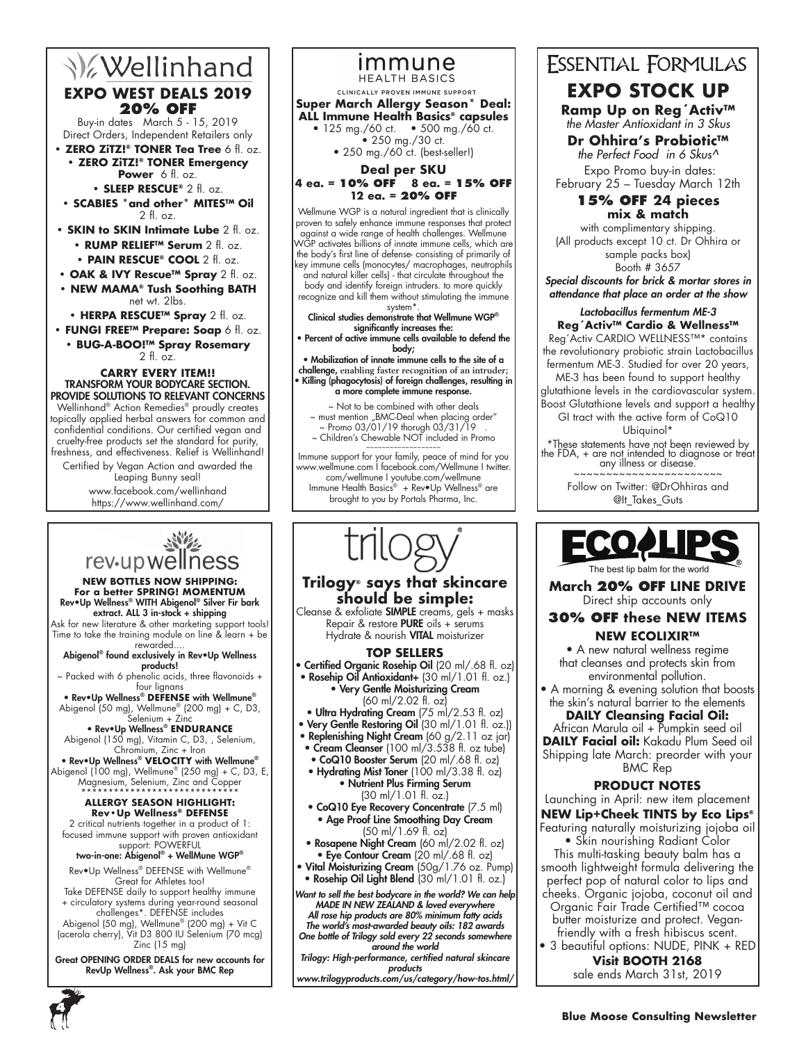# Wellinhand

## EXPO WEST DEALS 2019
## 20% OFF

Buy-in dates March 5 - 15, 2019
Direct Orders, Independent Retailers only

- **ZERO ZiTZ!® TONER Tea Tree** 6 fl. oz.
- **ZERO ZiTZ!® TONER Emergency Power** 6 fl. oz.
- **SLEEP RESCUE®** 2 fl. oz.
- **SCABIES *and other* MITES™ Oil** 2 fl. oz.
- **SKIN to SKIN Intimate Lube** 2 fl. oz.
- **RUMP RELIEF™ Serum** 2 fl. oz.
- **PAIN RESCUE® COOL** 2 fl. oz.
- **OAK & IVY Rescue™ Spray** 2 fl. oz.
- **NEW MAMA® Tush Soothing BATH** net wt. 2lbs.
- **HERPA RESCUE™ Spray** 2 fl. oz.
- **FUNGI FREE™ Prepare: Soap** 6 fl. oz.
- **BUG-A-BOO!™ Spray Rosemary** 2 fl. oz.

**CARRY EVERY ITEM!!**
**TRANSFORM YOUR BODYCARE SECTION. PROVIDE SOLUTIONS TO RELEVANT CONCERNS**

Wellinhand® Action Remedies® proudly creates topically applied herbal answers for common and confidential conditions. Our certified vegan and cruelty-free products set the standard for purity, freshness, and effectiveness. Relief is Wellinhand!

Certified by Vegan Action and awarded the Leaping Bunny seal!

www.facebook.com/wellinhand
https://www.wellinhand.com/

# immune HEALTH BASICS

CLINICALLY PROVEN IMMUNE SUPPORT

**Super March Allergy Season* Deal: ALL Immune Health Basics® capsules**

- 125 mg./60 ct.
- 500 mg./60 ct.
- 250 mg./30 ct.
- 250 mg./60 ct. (best-seller!)

**Deal per SKU**
**4 ea. = 10% OFF 8 ea. = 15% OFF**
**12 ea. = 20% OFF**

Wellmune WGP is a natural ingredient that is clinically proven to safely enhance immune responses that protect against a wide range of health challenges. Wellmune WGP activates billions of innate immune cells, which are the body's first line of defense- consisting of primarily of key immune cells (monocytes/ macrophages, neutrophils and natural killer cells) - that circulate throughout the body and identify foreign intruders. to more quickly recognize and kill them without stimulating the immune system*.

**Clinical studies demonstrate that Wellmune WGP® significantly increases the:**

- **Percent of active immune cells available to defend the body;**
- **Mobilization of innate immune cells to the site of a challenge,** enabling faster recognition of an intruder;
- **Killing (phagocytosis) of foreign challenges, resulting in a more complete immune response.**

~ Not to be combined with other deals
~ must mention „BMC-Deal when placing order"
~ Promo 03/01/19 thorugh 03/31/19 .
~ Children's Chewable NOT included in Promo

Immune support for your family, peace of mind for you www.wellmune.com I facebook.com/Wellmune I twitter.com/wellmune I youtube.com/wellmune
Immune Health Basics® + Rev•Up Wellness® are brought to you by Portals Pharma, Inc.

# Essential Formulas

## EXPO STOCK UP

**Ramp Up on Reg´Activ™**
*the Master Antioxidant in 3 Skus*

**Dr Ohhira's Probiotic™**
*the Perfect Food in 6 Skus^*

Expo Promo buy-in dates:
February 25 – Tuesday March 12th

**15% OFF 24 pieces mix & match**

with complimentary shipping.
(All products except 10 ct. Dr Ohhira or sample packs box)
Booth # 3657

***Special discounts for brick & mortar stores in attendance that place an order at the show***

***Lactobacillus fermentum ME-3***
**Reg´Activ™ Cardio & Wellness™**

Reg´Activ CARDIO WELLNESS™* contains the revolutionary probiotic strain Lactobacillus fermentum ME-3. Studied for over 20 years, ME-3 has been found to support healthy glutathione levels in the cardiovascular system. Boost Glutathione levels and support a healthy GI tract with the active form of CoQ10 Ubiquinol*

*These statements have not been reviewed by the FDA, + are not intended to diagnose or treat any illness or disease.

~~~~~~~~~~~~~~~~~~~~~~~~

Follow on Twitter: @DrOhhiras and @It_Takes_Guts

# rev•up wellness

**NEW BOTTLES NOW SHIPPING: For a better SPRING! MOMENTUM**
**Rev•Up Wellness® WITH Abigenol® Silver Fir bark extract. ALL 3 in-stock + shipping**

Ask for new literature & other marketing support tools! Time to take the training module on line & learn + be rewarded....

**Abigenol® found exclusively in Rev•Up Wellness products!**

~ Packed with 6 phenolic acids, three flavonoids + four lignans

- **Rev•Up Wellness® DEFENSE with Wellmune®** Abigenol (50 mg), Wellmune® (200 mg) + C, D3, Selenium + Zinc
- **Rev•Up Wellness® ENDURANCE** Abigenol (150 mg), Vitamin C, D3, , Selenium, Chromium, Zinc + Iron
- **Rev•Up Wellness® VELOCITY with Wellmune®** Abigenol (100 mg), Wellmune® (250 mg) + C, D3, E, Magnesium, Selenium, Zinc and Copper

*****************************

**ALLERGY SEASON HIGHLIGHT: Rev•Up Wellness® DEFENSE**

2 critical nutrients together in a product of 1: focused immune support with proven antioxidant support: POWERFUL
**two-in-one: Abigenol® + WellMune WGP®**

Rev•Up Wellness® DEFENSE with Wellmune® Great for Athletes too!
Take DEFENSE daily to support healthy immune + circulatory systems during year-round seasonal challenges*. DEFENSE includes Abigenol (50 mg), Wellmune® (200 mg) + Vit C (acerola cherry), Vit D3 800 IU Selenium (70 mcg) Zinc (15 mg)

**Great OPENING ORDER DEALS for new accounts for RevUp Wellness®. Ask your BMC Rep**

# trilogy

## Trilogy® says that skincare should be simple:

Cleanse & exfoliate **SIMPLE** creams, gels + masks
Repair & restore **PURE** oils + serums
Hydrate & nourish **VITAL** moisturizer

**TOP SELLERS**

- **Certified Organic Rosehip Oil** (20 ml/.68 fl. oz)
- **Rosehip Oil Antioxidant+** (30 ml/1.01 fl. oz.)
- **Very Gentle Moisturizing Cream** (60 ml/2.02 fl. oz)
- **Ultra Hydrating Cream** (75 ml/2.53 fl. oz)
- **Very Gentle Restoring Oil** (30 ml/1.01 fl. oz.))
- **Replenishing Night Cream** (60 g/2.11 oz jar)
- **Cream Cleanser** (100 ml/3.538 fl. oz tube)
- **CoQ10 Booster Serum** (20 ml/.68 fl. oz)
- **Hydrating Mist Toner** (100 ml/3.38 fl. oz)
- **Nutrient Plus Firming Serum** (30 ml/1.01 fl. oz.)
- **CoQ10 Eye Recovery Concentrate** (7.5 ml)
- **Age Proof Line Smoothing Day Cream** (50 ml/1.69 fl. oz)
- **Rosapene Night Cream** (60 ml/2.02 fl. oz)
- **Eye Contour Cream** (20 ml/.68 fl. oz)
- **Vital Moisturizing Cream** (50g/1.76 oz. Pump)
- **Rosehip Oil Light Blend** (30 ml/1.01 fl. oz.)

***Want to sell the best bodycare in the world? We can help***
***MADE IN NEW ZEALAND & loved everywhere***
***All rose hip products are 80% minimum fatty acids***
***The world's most-awarded beauty oils: 182 awards***
***One bottle of Trilogy sold every 22 seconds somewhere around the world***
***Trilogy: High-performance, certified natural skincare products***
***www.trilogyproducts.com/us/category/how-tos.html/***

# ECO LIPS

The best lip balm for the world

**March 20% OFF LINE DRIVE**
Direct ship accounts only

**30% OFF these NEW ITEMS**

**NEW ECOLIXIR™**

- A new natural wellness regime that cleanses and protects skin from environmental pollution.
- A morning & evening solution that boosts the skin's natural barrier to the elements

**DAILY Cleansing Facial Oil:** African Marula oil + Pumpkin seed oil
**DAILY Facial oil:** Kakadu Plum Seed oil
Shipping late March: preorder with your BMC Rep

**PRODUCT NOTES**

Launching in April: new item placement
**NEW Lip+Cheek TINTS by Eco Lips®**
Featuring naturally moisturizing jojoba oil

- Skin nourishing Radiant Color

This multi-tasking beauty balm has a smooth lightweight formula delivering the perfect pop of natural color to lips and cheeks. Organic jojoba, coconut oil and Organic Fair Trade Certified™ cocoa butter moisturize and protect. Vegan-friendly with a fresh hibiscus scent.

- 3 beautiful options: NUDE, PINK + RED

**Visit BOOTH 2168**
sale ends March 31st, 2019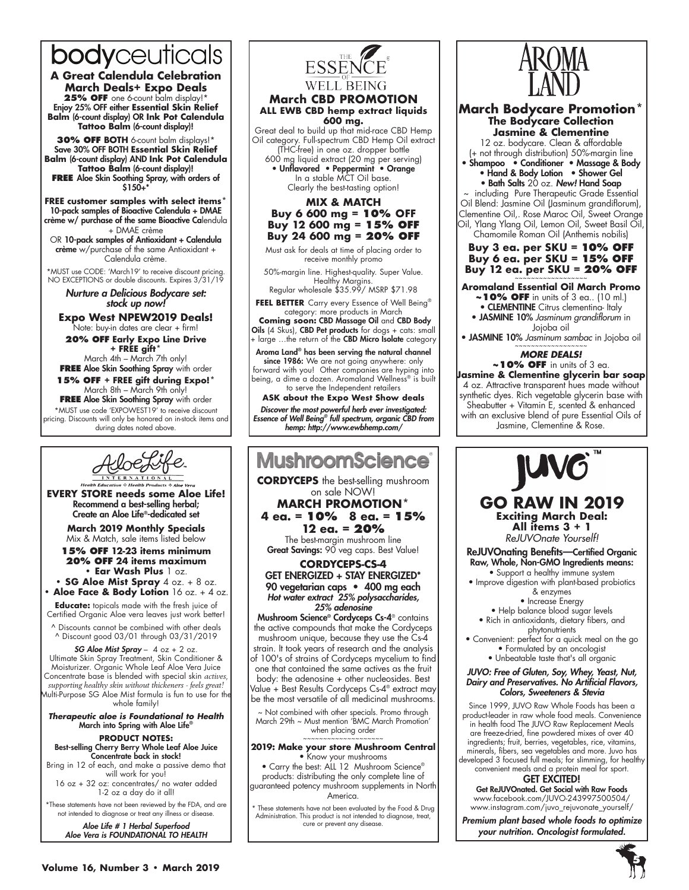# bodyceuticals

## A Great Calendula Celebration

### March Deals+ Expo Deals

**25% OFF** one 6-count balm display!*
Enjoy 25% OFF either **Essential Skin Relief Balm** (6-count display) OR **Ink Pot Calendula Tattoo Balm** (6-count display)!

**30% OFF BOTH** 6-count balm displays!*
Save 30% OFF BOTH **Essential Skin Relief Balm** (6-count display) AND **Ink Pot Calendula Tattoo Balm** (6-count display)!
**FREE** Aloe Skin Soothing Spray, with orders of $150+*

**FREE customer samples with select items***
10-pack samples of Bioactive Calendula + DMAE crème w/ purchase of the same Bioactive Calendula + DMAE crème
OR **10-pack samples of Antioxidant + Calendula crème** w/purchase of the same Antioxidant + Calendula crème.

*MUST use CODE: 'March19' to receive discount pricing. NO EXCEPTIONS or double discounts. Expires 3/31/19

***Nurture a Delicious Bodycare set: stock up now!***

**Expo West NPEW2019 Deals!**
Note: buy-in dates are clear + firm!

**20% OFF Early Expo Line Drive + FREE gift***
March 4th – March 7th only!
**FREE** Aloe Skin Soothing Spray with order

**15% OFF + FREE gift during Expo!***
March 8th – March 9th only!
**FREE** Aloe Skin Soothing Spray with order

*MUST use code 'EXPOWEST19' to receive discount pricing. Discounts will only be honored on in-stock items and during dates noted above.

---

# The Essence of Well Being

## March CBD PROMOTION

**ALL EWB CBD hemp extract liquids 600 mg.**

Great deal to build up that mid-race CBD Hemp Oil category. Full-spectrum CBD Hemp Oil extract (THC-free) in one oz. dropper bottle
600 mg liquid extract (20 mg per serving)
• Unflavored • Peppermint • Orange
In a stable MCT Oil base.
Clearly the best-tasting option!

**MIX & MATCH**
**Buy 6 600 mg = 10% OFF**
**Buy 12 600 mg = 15% OFF**
**Buy 24 600 mg = 20% OFF**

Must ask for deals at time of placing order to receive monthly promo

50%-margin line. Highest-quality. Super Value. Healthy Margins.
Regular wholesale $35.99/ MSRP $71.98

**FEEL BETTER** Carry every Essence of Well Being® category: more products in March
**Coming soon: CBD Massage Oil** and **CBD Body Oils** (4 Skus), **CBD Pet products** for dogs + cats: small + large …the return of the **CBD Micro Isolate** category

**Aroma Land® has been serving the natural channel since 1986:** We are not going anywhere: only forward with you! Other companies are hyping into being, a dime a dozen. Aromaland Wellness® is built to serve the Independent retailers

**ASK about the Expo West Show deals**

***Discover the most powerful herb ever investigated: Essence of Well Being® full spectrum, organic CBD from hemp: http://www.ewbhemp.com/***

---

# AROMA LAND

## March Bodycare Promotion*

### The Bodycare Collection Jasmine & Clementine

12 oz. bodycare. Clean & affordable (+ not through distribution) 50%-margin line
• Shampoo • Conditioner • Massage & Body
• Hand & Body Lotion • Shower Gel
• Bath Salts 20 oz. ***New!*** **Hand Soap**
~ including Pure Therapeutic Grade Essential Oil Blend: Jasmine Oil (Jasminum grandiflorum), Clementine Oil,. Rose Maroc Oil, Sweet Orange Oil, Ylang Ylang Oil, Lemon Oil, Sweet Basil Oil, Chamomile Roman Oil (Anthemis nobilis)

**Buy 3 ea. per SKU = 10% OFF**
**Buy 6 ea. per SKU = 15% OFF**
**Buy 12 ea. per SKU = 20% OFF**

**Aromaland Essential Oil March Promo**
**~10% OFF** in units of 3 ea.. (10 ml.)
• **CLEMENTINE** Citrus clementina- Italy
• **JASMINE 10%** *Jasminum grandiflorum* in Jojoba oil
• **JASMINE 10%** *Jasminum sambac* in Jojoba oil

***MORE DEALS!***
**~10% OFF** in units of 3 ea.
**Jasmine & Clementine glycerin bar soap**
4 oz. Attractive transparent hues made without synthetic dyes. Rich vegetable glycerin base with Sheabutter + Vitamin E, scented & enhanced with an exclusive blend of pure Essential Oils of Jasmine, Clementine & Rose.

---

# AloeLife International

*Health Education ❖ Health Products ❖ Aloe Vera*

**EVERY STORE needs some Aloe Life!**
Recommend a best-selling herbal;
Create an Aloe Life®-dedicated set

**March 2019 Monthly Specials**
Mix & Match, sale items listed below

**15% OFF 12-23 items minimum**
**20% OFF 24 items maximum**
• **Ear Wash Plus** 1 oz.
• **SG Aloe Mist Spray** 4 oz. + 8 oz.
• **Aloe Face & Body Lotion** 16 oz. + 4 oz.

**Educate:** topicals made with the fresh juice of Certified Organic Aloe vera leaves just work better!

^ Discounts cannot be combined with other deals
^ Discount good 03/01 through 03/31/2019

***SG Aloe Mist Spray*** – 4 oz + 2 oz.
Ultimate Skin Spray Treatment, Skin Conditioner & Moisturizer. Organic Whole Leaf Aloe Vera Juice Concentrate base is blended with special skin *actives, supporting healthy skin without thickeners - feels great!* Multi-Purpose SG Aloe Mist formula is fun to use for the whole family!

***Therapeutic aloe is Foundational to Health***
March into Spring with Aloe Life®

**PRODUCT NOTES:**
Best-selling Cherry Berry Whole Leaf Aloe Juice Concentrate back in stock!
Bring in 12 of each, and make a passive demo that will work for you!
16 oz + 32 oz: concentrates/ no water added
1-2 oz a day do it all!

*These statements have not been reviewed by the FDA, and are not intended to diagnose or treat any illness or disease.

***Aloe Life # 1 Herbal Superfood***
***Aloe Vera is FOUNDATIONAL TO HEALTH***

---

# MushroomScience®

**CORDYCEPS** the best-selling mushroom on sale NOW!

## MARCH PROMOTION*

**4 ea. = 10% 8 ea. = 15%**
**12 ea. = 20%**

The best-margin mushroom line
**Great Savings:** 90 veg caps. Best Value!

**CORDYCEPS-CS-4**
**GET ENERGIZED + STAY ENERGIZED***
**90 vegetarian caps • 400 mg each**
***Hot water extract 25% polysaccharides, 25% adenosine***

**Mushroom Science® Cordyceps Cs-4®** contains the active compounds that make the Cordyceps mushroom unique, because they use the Cs-4 strain. It took years of research and the analysis of 100's of strains of Cordyceps mycelium to find one that contained the same actives as the fruit body: the adenosine + other nucleosides. Best Value + Best Results Cordyceps Cs-4® extract may be the most versatile of all medicinal mushrooms.

~ Not combined with other specials. Promo through March 29th ~ Must mention 'BMC March Promotion' when placing order

**2019: Make your store Mushroom Central**
• Know your mushrooms
• Carry the best: ALL 12 Mushroom Science® products: distributing the only complete line of guaranteed potency mushroom supplements in North America.

* These statements have not been evaluated by the Food & Drug Administration. This product is not intended to diagnose, treat, cure or prevent any disease.

---

# JUVO™

## GO RAW IN 2019

**Exciting March Deal:**
**All items 3 + 1**
*ReJUVOnate Yourself!*

**ReJUVOnating Benefits—Certified Organic Raw, Whole, Non-GMO Ingredients means:**
• Support a healthy immune system
• Improve digestion with plant-based probiotics & enzymes
• Increase Energy
• Help balance blood sugar levels
• Rich in antioxidants, dietary fibers, and phytonutrients
• Convenient: perfect for a quick meal on the go
• Formulated by an oncologist
• Unbeatable taste that's all organic

***JUVO: Free of Gluten, Soy, Whey, Yeast, Nut, Dairy and Preservatives. No Artificial Flavors, Colors, Sweeteners & Stevia***

Since 1999, JUVO Raw Whole Foods has been a product-leader in raw whole food meals. Convenience in health food The JUVO Raw Replacement Meals are freeze-dried, fine powdered mixes of over 40 ingredients; fruit, berries, vegetables, rice, vitamins, minerals, fibers, sea vegetables and more. Juvo has developed 3 focused full meals; for slimming, for healthy convenient meals and a protein meal for sport.

**GET EXCITED!**
**Get ReJUVOnated. Get Social with Raw Foods**
www.facebook.com/JUVO-243997500504/
www.instagram.com/juvo_rejuvonate_yourself/

***Premium plant based whole foods to optimize your nutrition. Oncologist formulated.***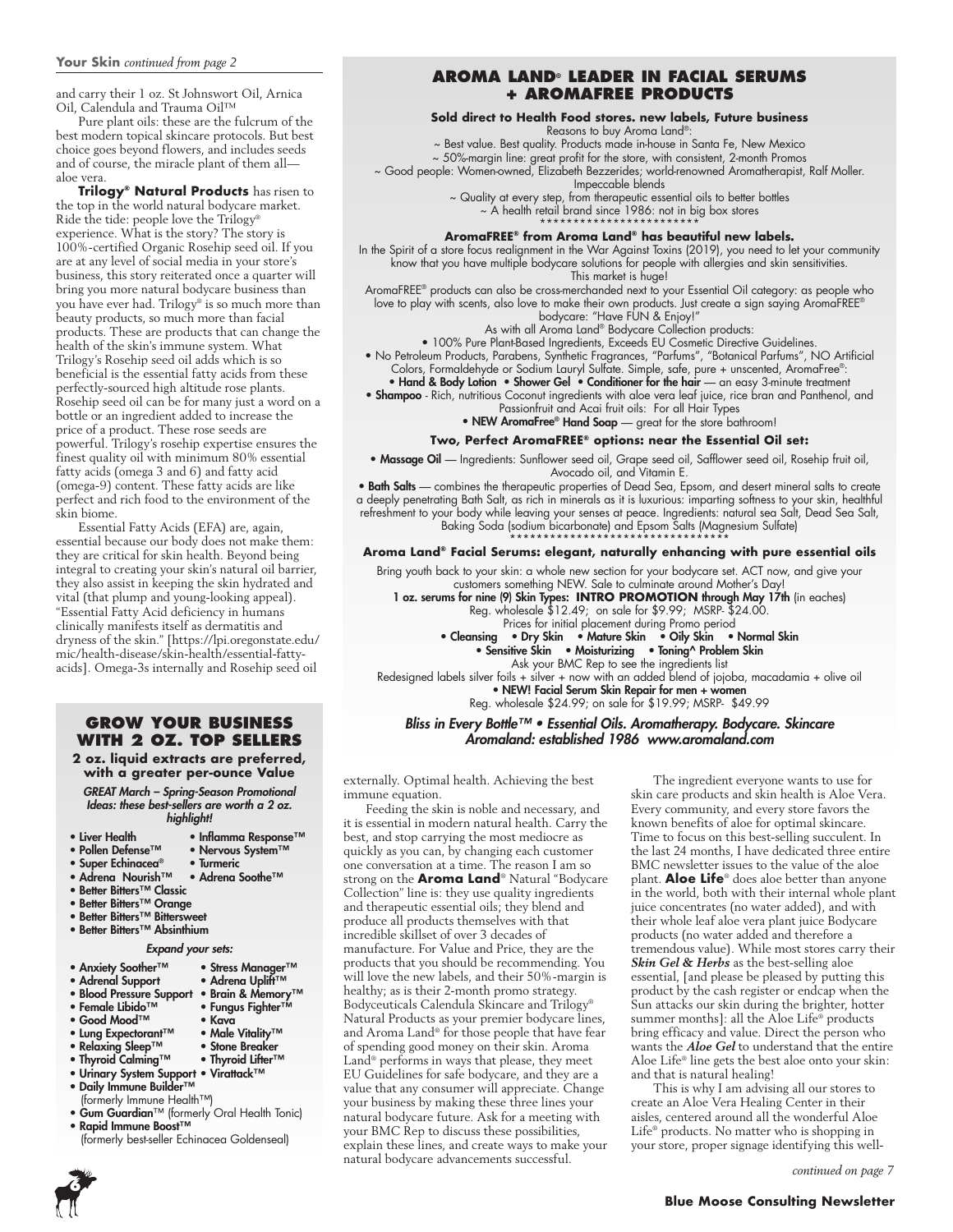**Your Skin** *continued from page 2*

and carry their 1 oz. St Johnswort Oil, Arnica Oil, Calendula and Trauma Oil™

Pure plant oils: these are the fulcrum of the best modern topical skincare protocols. But best choice goes beyond flowers, and includes seeds and of course, the miracle plant of them all—aloe vera.

**Trilogy® Natural Products** has risen to the top in the world natural bodycare market. Ride the tide: people love the Trilogy® experience. What is the story? The story is 100%-certified Organic Rosehip seed oil. If you are at any level of social media in your store's business, this story reiterated once a quarter will bring you more natural bodycare business than you have ever had. Trilogy® is so much more than beauty products, so much more than facial products. These are products that can change the health of the skin's immune system. What Trilogy's Rosehip seed oil adds which is so beneficial is the essential fatty acids from these perfectly-sourced high altitude rose plants. Rosehip seed oil can be for many just a word on a bottle or an ingredient added to increase the price of a product. These rose seeds are powerful. Trilogy's rosehip expertise ensures the finest quality oil with minimum 80% essential fatty acids (omega 3 and 6) and fatty acid (omega-9) content. These fatty acids are like perfect and rich food to the environment of the skin biome.

Essential Fatty Acids (EFA) are, again, essential because our body does not make them: they are critical for skin health. Beyond being integral to creating your skin's natural oil barrier, they also assist in keeping the skin hydrated and vital (that plump and young-looking appeal). "Essential Fatty Acid deficiency in humans clinically manifests itself as dermatitis and dryness of the skin." [https://lpi.oregonstate.edu/mic/health-disease/skin-health/essential-fatty-acids]. Omega-3s internally and Rosehip seed oil externally. Optimal health. Achieving the best immune equation.

Feeding the skin is noble and necessary, and it is essential in modern natural health. Carry the best, and stop carrying the most mediocre as quickly as you can, by changing each customer one conversation at a time. The reason I am so strong on the **Aroma Land**® Natural "Bodycare Collection" line is: they use quality ingredients and therapeutic essential oils; they blend and produce all products themselves with that incredible skillset of over 3 decades of manufacture. For Value and Price, they are the products that you should be recommending. You will love the new labels, and their 50%-margin is healthy; as is their 2-month promo strategy. Bodyceuticals Calendula Skincare and Trilogy® Natural Products as your premier bodycare lines, and Aroma Land® for those people that have fear of spending good money on their skin. Aroma Land® performs in ways that please, they meet EU Guidelines for safe bodycare, and they are a value that any consumer will appreciate. Change your business by making these three lines your natural bodycare future. Ask for a meeting with your BMC Rep to discuss these possibilities, explain these lines, and create ways to make your natural bodycare advancements successful.

The ingredient everyone wants to use for skin care products and skin health is Aloe Vera. Every community, and every store favors the known benefits of aloe for optimal skincare. Time to focus on this best-selling succulent. In the last 24 months, I have dedicated three entire BMC newsletter issues to the value of the aloe plant. **Aloe Life**® does aloe better than anyone in the world, both with their internal whole plant juice concentrates (no water added), and with their whole leaf aloe vera plant juice Bodycare products (no water added and therefore a tremendous value). While most stores carry their ***Skin Gel & Herbs*** as the best-selling aloe essential, [and please be pleased by putting this product by the cash register or endcap when the Sun attacks our skin during the brighter, hotter summer months]: all the Aloe Life® products bring efficacy and value. Direct the person who wants the ***Aloe Gel*** to understand that the entire Aloe Life® line gets the best aloe onto your skin: and that is natural healing!

This is why I am advising all our stores to create an Aloe Vera Healing Center in their aisles, centered around all the wonderful Aloe Life® products. No matter who is shopping in your store, proper signage identifying this well-

*continued on page 7*

## GROW YOUR BUSINESS WITH 2 OZ. TOP SELLERS

**2 oz. liquid extracts are preferred, with a greater per-ounce Value**

*GREAT March – Spring-Season Promotional Ideas: these best-sellers are worth a 2 oz. highlight!*

- Liver Health
- Inflamma Response™
- Pollen Defense™
- Nervous System™
- Super Echinacea®
- Turmeric
- Adrena Nourish™
- Adrena Soothe™
- Better Bitters™ Classic
- Better Bitters™ Orange
- Better Bitters™ Bittersweet
- Better Bitters™ Absinthium

*Expand your sets:*

- Anxiety Soother™
- Stress Manager™
- Adrenal Support
- Adrena Uplift™
- Blood Pressure Support
- Brain & Memory™
- Female Libido™
- Fungus Fighter™
- Good Mood™
- Kava
- Lung Expectorant™
- Male Vitality™
- Relaxing Sleep™
- Stone Breaker
- Thyroid Calming™
- Thyroid Lifter™
- Urinary System Support
- Virattack™
- Daily Immune Builder™ (formerly Immune Health™)
- Gum Guardian™ (formerly Oral Health Tonic)
- Rapid Immune Boost™ (formerly best-seller Echinacea Goldenseal)

## AROMA LAND® LEADER IN FACIAL SERUMS + AROMAFREE PRODUCTS

**Sold direct to Health Food stores. new labels, Future business**

Reasons to buy Aroma Land®:

~ Best value. Best quality. Products made in-house in Santa Fe, New Mexico
~ 50%-margin line: great profit for the store, with consistent, 2-month Promos
~ Good people: Women-owned, Elizabeth Bezzerides; world-renowned Aromatherapist, Ralf Moller. Impeccable blends
~ Quality at every step, from therapeutic essential oils to better bottles
~ A health retail brand since 1986: not in big box stores

************************

**AromaFREE® from Aroma Land® has beautiful new labels.**

In the Spirit of a store focus realignment in the War Against Toxins (2019), you need to let your community know that you have multiple bodycare solutions for people with allergies and skin sensitivities. This market is huge!

AromaFREE® products can also be cross-merchandised next to your Essential Oil category: as people who love to play with scents, also love to make their own products. Just create a sign saying AromaFREE® bodycare: "Have FUN & Enjoy!"

As with all Aroma Land® Bodycare Collection products:

- 100% Pure Plant-Based Ingredients, Exceeds EU Cosmetic Directive Guidelines.
- No Petroleum Products, Parabens, Synthetic Fragrances, "Parfums", "Botanical Parfums", NO Artificial Colors, Formaldehyde or Sodium Lauryl Sulfate. Simple, safe, pure + unscented, AromaFree®:
- **Hand & Body Lotion** • **Shower Gel** • **Conditioner for the hair** — an easy 3-minute treatment
- **Shampoo** - Rich, nutritious Coconut ingredients with aloe vera leaf juice, rice bran and Panthenol, and Passionfruit and Acai fruit oils: For all Hair Types
- **NEW AromaFree® Hand Soap** — great for the store bathroom!

**Two, Perfect AromaFREE® options: near the Essential Oil set:**

- **Massage Oil** — Ingredients: Sunflower seed oil, Grape seed oil, Safflower seed oil, Rosehip fruit oil, Avocado oil, and Vitamin E.
- **Bath Salts** — combines the therapeutic properties of Dead Sea, Epsom, and desert mineral salts to create a deeply penetrating Bath Salt, as rich in minerals as it is luxurious: imparting softness to your skin, healthful refreshment to your body while leaving your senses at peace. Ingredients: natural sea Salt, Dead Sea Salt, Baking Soda (sodium bicarbonate) and Epsom Salts (Magnesium Sulfate)

********************************

**Aroma Land® Facial Serums: elegant, naturally enhancing with pure essential oils**

Bring youth back to your skin: a whole new section for your bodycare set. ACT now, and give your customers something NEW. Sale to culminate around Mother's Day!

**1 oz. serums for nine (9) Skin Types: INTRO PROMOTION through May 17th** (in eaches)

Reg. wholesale $12.49; on sale for $9.99; MSRP- $24.00.

Prices for initial placement during Promo period

- **Cleansing** • **Dry Skin** • **Mature Skin** • **Oily Skin** • **Normal Skin**
- **Sensitive Skin** • **Moisturizing** • **Toning^ Problem Skin**

Ask your BMC Rep to see the ingredients list

Redesigned labels silver foils + silver + now with an added blend of jojoba, macadamia + olive oil

- **NEW! Facial Serum Skin Repair for men + women**

Reg. wholesale $24.99; on sale for $19.99; MSRP- $49.99

***Bliss in Every Bottle™ • Essential Oils. Aromatherapy. Bodycare. Skincare***
***Aromaland: established 1986 www.aromaland.com***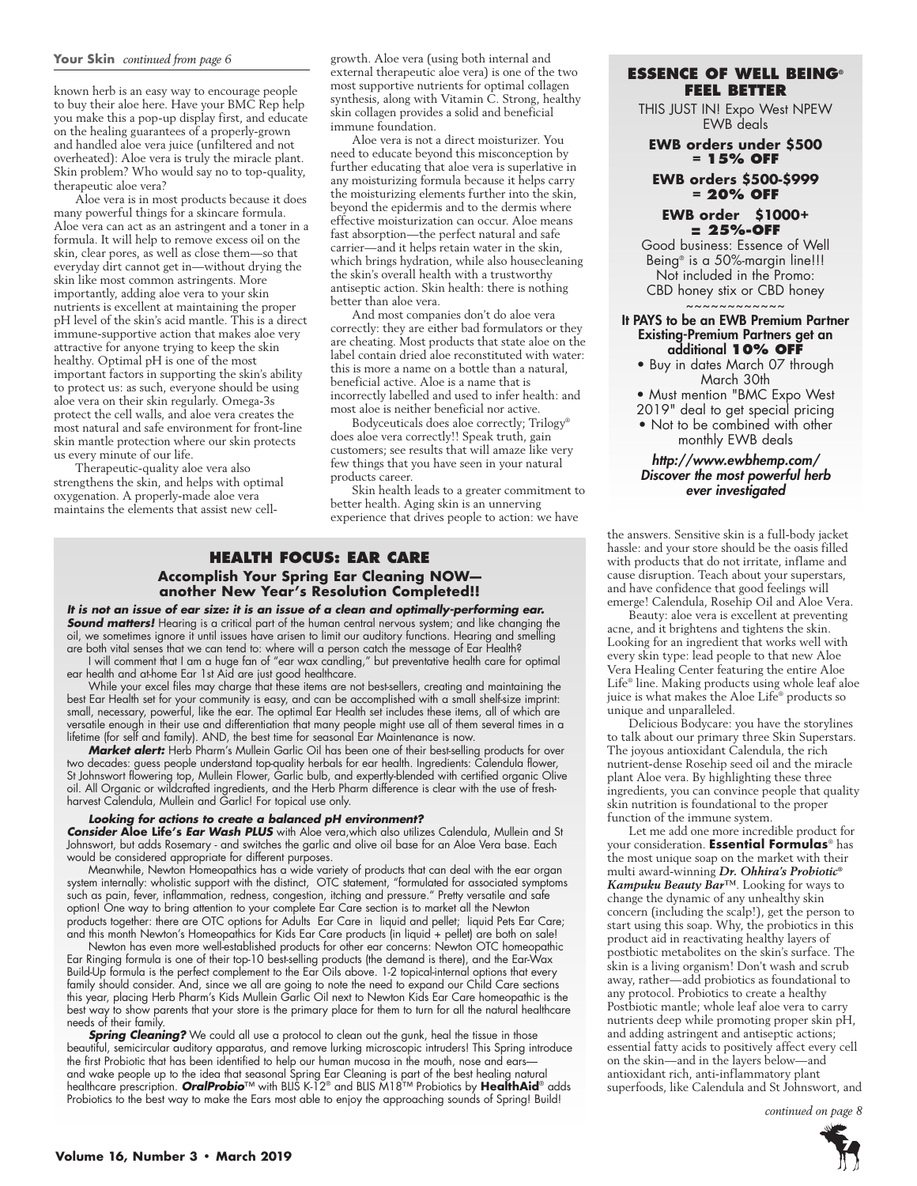**Your Skin** *continued from page 6*

known herb is an easy way to encourage people to buy their aloe here. Have your BMC Rep help you make this a pop-up display first, and educate on the healing guarantees of a properly-grown and handled aloe vera juice (unfiltered and not overheated): Aloe vera is truly the miracle plant. Skin problem? Who would say no to top-quality, therapeutic aloe vera?

Aloe vera is in most products because it does many powerful things for a skincare formula. Aloe vera can act as an astringent and a toner in a formula. It will help to remove excess oil on the skin, clear pores, as well as close them—so that everyday dirt cannot get in—without drying the skin like most common astringents. More importantly, adding aloe vera to your skin nutrients is excellent at maintaining the proper pH level of the skin's acid mantle. This is a direct immune-supportive action that makes aloe very attractive for anyone trying to keep the skin healthy. Optimal pH is one of the most important factors in supporting the skin's ability to protect us: as such, everyone should be using aloe vera on their skin regularly. Omega-3s protect the cell walls, and aloe vera creates the most natural and safe environment for front-line skin mantle protection where our skin protects us every minute of our life.

Therapeutic-quality aloe vera also strengthens the skin, and helps with optimal oxygenation. A properly-made aloe vera maintains the elements that assist new cell-growth. Aloe vera (using both internal and external therapeutic aloe vera) is one of the two most supportive nutrients for optimal collagen synthesis, along with Vitamin C. Strong, healthy skin collagen provides a solid and beneficial immune foundation.

Aloe vera is not a direct moisturizer. You need to educate beyond this misconception by further educating that aloe vera is superlative in any moisturizing formula because it helps carry the moisturizing elements further into the skin, beyond the epidermis and to the dermis where effective moisturization can occur. Aloe means fast absorption—the perfect natural and safe carrier—and it helps retain water in the skin, which brings hydration, while also housecleaning the skin's overall health with a trustworthy antiseptic action. Skin health: there is nothing better than aloe vera.

And most companies don't do aloe vera correctly: they are either bad formulators or they are cheating. Most products that state aloe on the label contain dried aloe reconstituted with water: this is more a name on a bottle than a natural, beneficial active. Aloe is a name that is incorrectly labelled and used to infer health: and most aloe is neither beneficial nor active.

Bodyceuticals does aloe correctly; Trilogy® does aloe vera correctly!! Speak truth, gain customers; see results that will amaze like very few things that you have seen in your natural products career.

Skin health leads to a greater commitment to better health. Aging skin is an unnerving experience that drives people to action: we have the answers. Sensitive skin is a full-body jacket hassle: and your store should be the oasis filled with products that do not irritate, inflame and cause disruption. Teach about your superstars, and have confidence that good feelings will emerge! Calendula, Rosehip Oil and Aloe Vera.

Beauty: aloe vera is excellent at preventing acne, and it brightens and tightens the skin. Looking for an ingredient that works well with every skin type: lead people to that new Aloe Vera Healing Center featuring the entire Aloe Life® line. Making products using whole leaf aloe juice is what makes the Aloe Life® products so unique and unparalleled.

Delicious Bodycare: you have the storylines to talk about our primary three Skin Superstars. The joyous antioxidant Calendula, the rich nutrient-dense Rosehip seed oil and the miracle plant Aloe vera. By highlighting these three ingredients, you can convince people that quality skin nutrition is foundational to the proper function of the immune system.

Let me add one more incredible product for your consideration. **Essential Formulas**® has the most unique soap on the market with their multi award-winning ***Dr. Ohhira's Probiotic® Kampuku Beauty Bar***™. Looking for ways to change the dynamic of any unhealthy skin concern (including the scalp!), get the person to start using this soap. Why, the probiotics in this product aid in reactivating healthy layers of postbiotic metabolites on the skin's surface. The skin is a living organism! Don't wash and scrub away, rather—add probiotics as foundational to any protocol. Probiotics to create a healthy Postbiotic mantle; whole leaf aloe vera to carry nutrients deep while promoting proper skin pH, and adding astringent and antiseptic actions; essential fatty acids to positively affect every cell on the skin—and in the layers below—and antioxidant rich, anti-inflammatory plant superfoods, like Calendula and St Johnswort, and

*continued on page 8*

---

### ESSENCE OF WELL BEING® FEEL BETTER

THIS JUST IN! Expo West NPEW EWB deals

**EWB orders under $500 = 15% OFF**

**EWB orders $500-$999 = 20% OFF**

**EWB order $1000+ = 25%-OFF**

Good business: Essence of Well Being® is a 50%-margin line!!! Not included in the Promo: CBD honey stix or CBD honey

~~~~~~~~~~~~

**It PAYS to be an EWB Premium Partner Existing-Premium Partners get an additional 10% OFF**

- Buy in dates March 07 through March 30th
- Must mention "BMC Expo West 2019" deal to get special pricing
- Not to be combined with other monthly EWB deals

***http://www.ewbhemp.com/ Discover the most powerful herb ever investigated***

---

## HEALTH FOCUS: EAR CARE

### Accomplish Your Spring Ear Cleaning NOW—another New Year's Resolution Completed!!

***It is not an issue of ear size: it is an issue of a clean and optimally-performing ear. Sound matters!*** Hearing is a critical part of the human central nervous system; and like changing the oil, we sometimes ignore it until issues have arisen to limit our auditory functions. Hearing and smelling are both vital senses that we can tend to: where will a person catch the message of Ear Health?

I will comment that I am a huge fan of "ear wax candling," but preventative health care for optimal ear health and at-home Ear 1st Aid are just good healthcare.

While your excel files may charge that these items are not best-sellers, creating and maintaining the best Ear Health set for your community is easy, and can be accomplished with a small shelf-size imprint: small, necessary, powerful, like the ear. The optimal Ear Health set includes these items, all of which are versatile enough in their use and differentiation that many people might use all of them several times in a lifetime (for self and family). AND, the best time for seasonal Ear Maintenance is now.

***Market alert:*** Herb Pharm's Mullein Garlic Oil has been one of their best-selling products for over two decades: guess people understand top-quality herbals for ear health. Ingredients: Calendula flower, St Johnswort flowering top, Mullein Flower, Garlic bulb, and expertly-blended with certified organic Olive oil. All Organic or wildcrafted ingredients, and the Herb Pharm difference is clear with the use of fresh-harvest Calendula, Mullein and Garlic! For topical use only.

***Looking for actions to create a balanced pH environment?***

***Consider* Aloe Life's *Ear Wash PLUS*** with Aloe vera,which also utilizes Calendula, Mullein and St Johnswort, but adds Rosemary - and switches the garlic and olive oil base for an Aloe Vera base. Each would be considered appropriate for different purposes.

Meanwhile, Newton Homeopathics has a wide variety of products that can deal with the ear organ system internally: wholistic support with the distinct, OTC statement, "formulated for associated symptoms such as pain, fever, inflammation, redness, congestion, itching and pressure." Pretty versatile and safe option! One way to bring attention to your complete Ear Care section is to market all the Newton products together: there are OTC options for Adults Ear Care in liquid and pellet; liquid Pets Ear Care; and this month Newton's Homeopathics for Kids Ear Care products (in liquid + pellet) are both on sale!

Newton has even more well-established products for other ear concerns: Newton OTC homeopathic Ear Ringing formula is one of their top-10 best-selling products (the demand is there), and the Ear-Wax Build-Up formula is the perfect complement to the Ear Oils above. 1-2 topical-internal options that every family should consider. And, since we all are going to note the need to expand our Child Care sections this year, placing Herb Pharm's Kids Mullein Garlic Oil next to Newton Kids Ear Care homeopathic is the best way to show parents that your store is the primary place for them to turn for all the natural healthcare needs of their family.

***Spring Cleaning?*** We could all use a protocol to clean out the gunk, heal the tissue in those beautiful, semicircular auditory apparatus, and remove lurking microscopic intruders! This Spring introduce the first Probiotic that has been identified to help our human mucosa in the mouth, nose and ears—and wake people up to the idea that seasonal Spring Ear Cleaning is part of the best healing natural healthcare prescription. ***OralProbio***™ with BLIS K-12® and BLIS M18™ Probiotics by **HealthAid**® adds Probiotics to the best way to make the Ears most able to enjoy the approaching sounds of Spring! Build!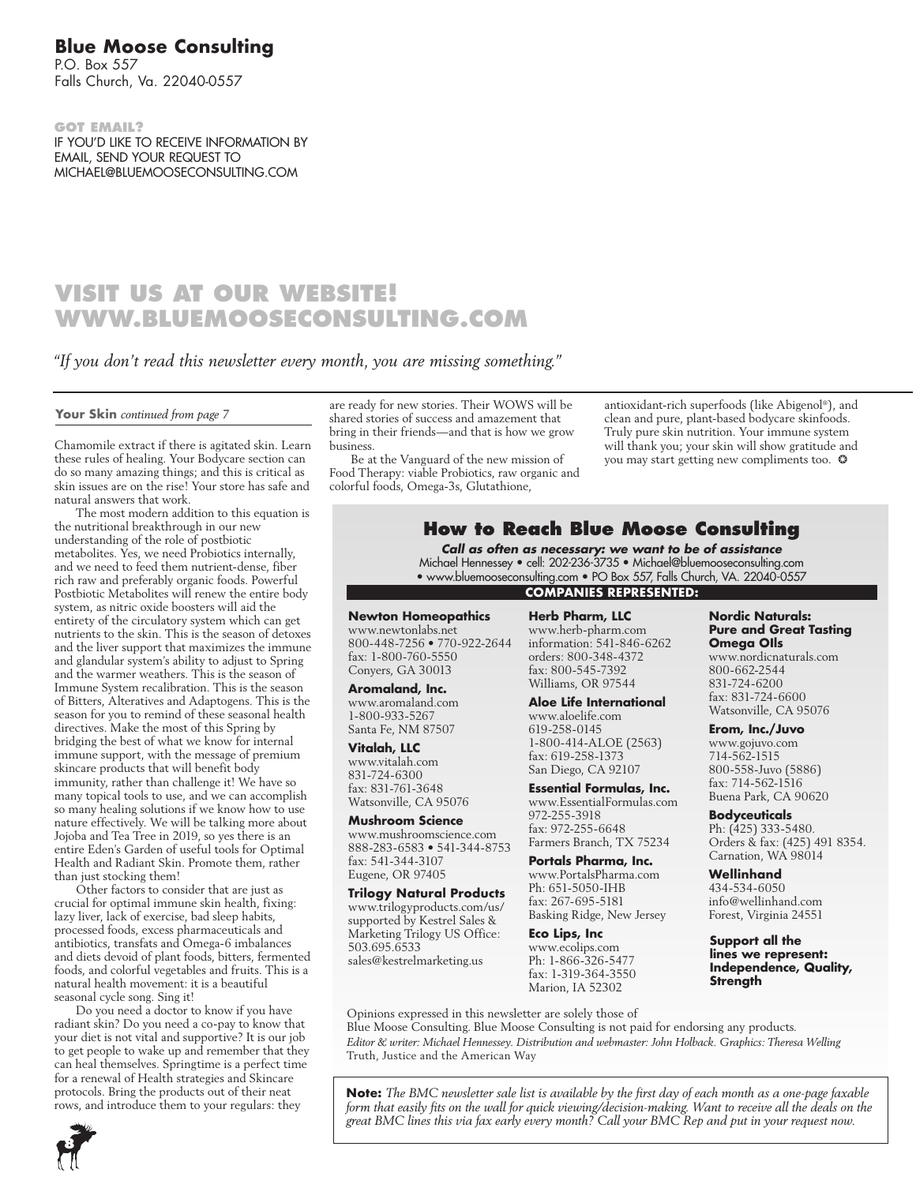## Blue Moose Consulting

P.O. Box 557
Falls Church, Va. 22040-0557

**GOT EMAIL?**
IF YOU'D LIKE TO RECEIVE INFORMATION BY EMAIL, SEND YOUR REQUEST TO MICHAEL@BLUEMOOSECONSULTING.COM

## VISIT US AT OUR WEBSITE! WWW.BLUEMOOSECONSULTING.COM

*"If you don't read this newsletter every month, you are missing something."*

**Your Skin** *continued from page 7*

Chamomile extract if there is agitated skin. Learn these rules of healing. Your Bodycare section can do so many amazing things; and this is critical as skin issues are on the rise! Your store has safe and natural answers that work.

The most modern addition to this equation is the nutritional breakthrough in our new understanding of the role of postbiotic metabolites. Yes, we need Probiotics internally, and we need to feed them nutrient-dense, fiber rich raw and preferably organic foods. Powerful Postbiotic Metabolites will renew the entire body system, as nitric oxide boosters will aid the entirety of the circulatory system which can get nutrients to the skin. This is the season of detoxes and the liver support that maximizes the immune and glandular system's ability to adjust to Spring and the warmer weathers. This is the season of Immune System recalibration. This is the season of Bitters, Alteratives and Adaptogens. This is the season for you to remind of these seasonal health directives. Make the most of this Spring by bridging the best of what we know for internal immune support, with the message of premium skincare products that will benefit body immunity, rather than challenge it! We have so many topical tools to use, and we can accomplish so many healing solutions if we know how to use nature effectively. We will be talking more about Jojoba and Tea Tree in 2019, so yes there is an entire Eden's Garden of useful tools for Optimal Health and Radiant Skin. Promote them, rather than just stocking them!

Other factors to consider that are just as crucial for optimal immune skin health, fixing: lazy liver, lack of exercise, bad sleep habits, processed foods, excess pharmaceuticals and antibiotics, transfats and Omega-6 imbalances and diets devoid of plant foods, bitters, fermented foods, and colorful vegetables and fruits. This is a natural health movement: it is a beautiful seasonal cycle song. Sing it!

Do you need a doctor to know if you have radiant skin? Do you need a co-pay to know that your diet is not vital and supportive? It is our job to get people to wake up and remember that they can heal themselves. Springtime is a perfect time for a renewal of Health strategies and Skincare protocols. Bring the products out of their neat rows, and introduce them to your regulars: they are ready for new stories. Their WOWS will be shared stories of success and amazement that bring in their friends—and that is how we grow business.

Be at the Vanguard of the new mission of Food Therapy: viable Probiotics, raw organic and colorful foods, Omega-3s, Glutathione, antioxidant-rich superfoods (like Abigenol®), and clean and pure, plant-based bodycare skinfoods. Truly pure skin nutrition. Your immune system will thank you; your skin will show gratitude and you may start getting new compliments too. ✪

## How to Reach Blue Moose Consulting

***Call as often as necessary: we want to be of assistance***
Michael Hennessey • cell: 202-236-3735 • Michael@bluemooseconsulting.com • www.bluemooseconsulting.com • PO Box 557, Falls Church, VA. 22040-0557

**COMPANIES REPRESENTED:**

**Newton Homeopathics**
www.newtonlabs.net
800-448-7256 • 770-922-2644
fax: 1-800-760-5550
Conyers, GA 30013

**Aromaland, Inc.**
www.aromaland.com
1-800-933-5267
Santa Fe, NM 87507

**Vitalah, LLC**
www.vitalah.com
831-724-6300
fax: 831-761-3648
Watsonville, CA 95076

**Mushroom Science**
www.mushroomscience.com
888-283-6583 • 541-344-8753
fax: 541-344-3107
Eugene, OR 97405

**Trilogy Natural Products**
www.trilogyproducts.com/us/
supported by Kestrel Sales & Marketing Trilogy US Office:
503.695.6533
sales@kestrelmarketing.us

**Herb Pharm, LLC**
www.herb-pharm.com
information: 541-846-6262
orders: 800-348-4372
fax: 800-545-7392
Williams, OR 97544

**Aloe Life International**
www.aloelife.com
619-258-0145
1-800-414-ALOE (2563)
fax: 619-258-1373
San Diego, CA 92107

**Essential Formulas, Inc.**
www.EssentialFormulas.com
972-255-3918
fax: 972-255-6648
Farmers Branch, TX 75234

**Portals Pharma, Inc.**
www.PortalsPharma.com
Ph: 651-5050-IHB
fax: 267-695-5181
Basking Ridge, New Jersey

**Eco Lips, Inc**
www.ecolips.com
Ph: 1-866-326-5477
fax: 1-319-364-3550
Marion, IA 52302

**Nordic Naturals: Pure and Great Tasting Omega OIls**
www.nordicnaturals.com
800-662-2544
831-724-6200
fax: 831-724-6600
Watsonville, CA 95076

**Erom, Inc./Juvo**
www.gojuvo.com
714-562-1515
800-558-Juvo (5886)
fax: 714-562-1516
Buena Park, CA 90620

**Bodyceuticals**
Ph: (425) 333-5480.
Orders & fax: (425) 491 8354.
Carnation, WA 98014

**Wellinhand**
434-534-6050
info@wellinhand.com
Forest, Virginia 24551

**Support all the lines we represent: Independence, Quality, Strength**

Opinions expressed in this newsletter are solely those of Blue Moose Consulting. Blue Moose Consulting is not paid for endorsing any products.
*Editor & writer: Michael Hennessey. Distribution and webmaster: John Holback. Graphics: Theresa Welling*
Truth, Justice and the American Way

**Note:** *The BMC newsletter sale list is available by the first day of each month as a one-page faxable form that easily fits on the wall for quick viewing/decision-making. Want to receive all the deals on the great BMC lines this via fax early every month? Call your BMC Rep and put in your request now.*